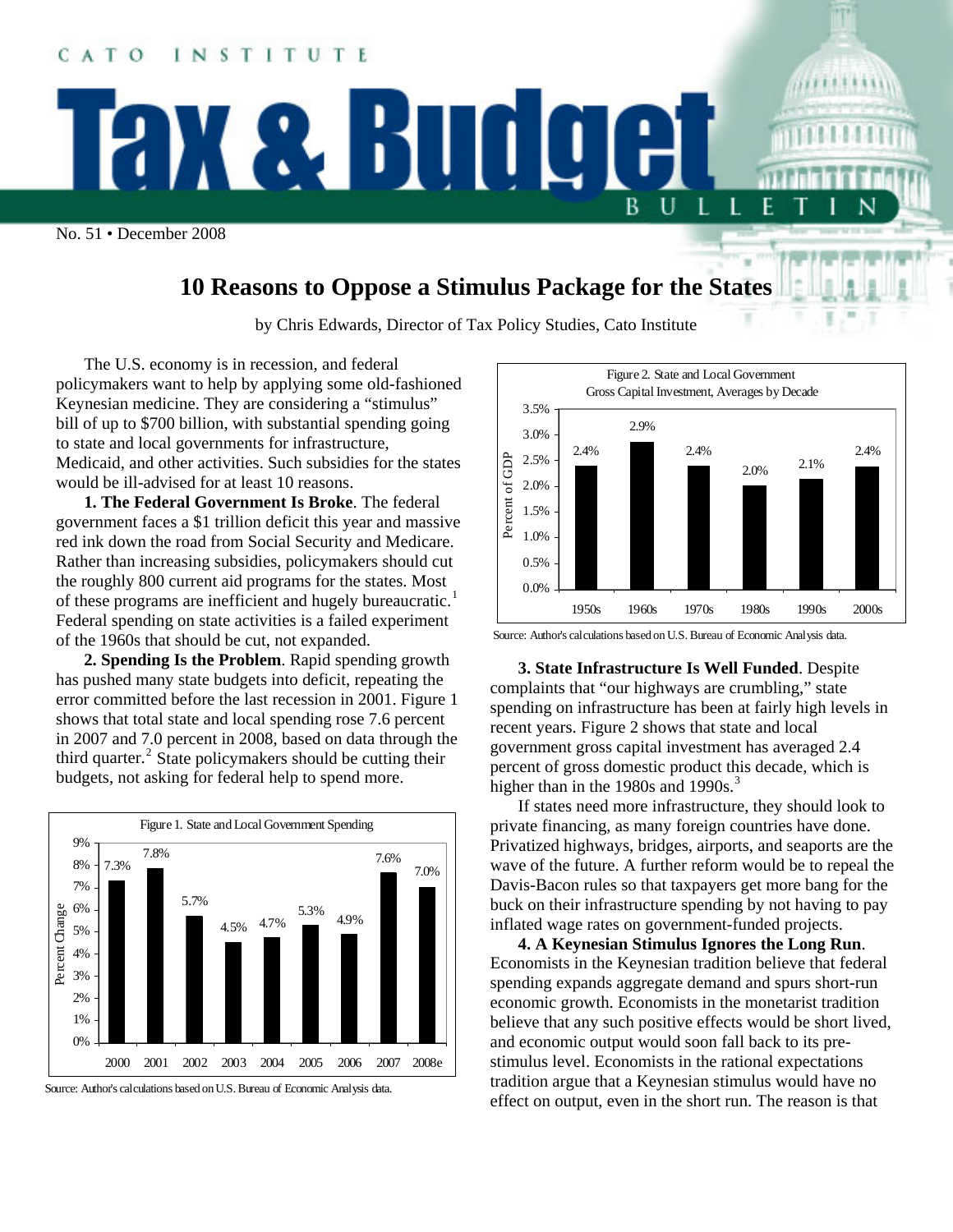CATO INSTITUTE

# Tax & Budget Bulletin

No. 51 • December 2008

## 10 Reasons to Oppose a Stimulus Package for the States

by Chris Edwards, Director of Tax Policy Studies, Cato Institute

The U.S. economy is in recession, and federal policymakers want to help by applying some old-fashioned Keynesian medicine. They are considering a "stimulus" bill of up to $700 billion, with substantial spending going to state and local governments for infrastructure, Medicaid, and other activities. Such subsidies for the states would be ill-advised for at least 10 reasons.

**1. The Federal Government Is Broke**. The federal government faces a $1 trillion deficit this year and massive red ink down the road from Social Security and Medicare. Rather than increasing subsidies, policymakers should cut the roughly 800 current aid programs for the states. Most of these programs are inefficient and hugely bureaucratic.[1] Federal spending on state activities is a failed experiment of the 1960s that should be cut, not expanded.

**2. Spending Is the Problem**. Rapid spending growth has pushed many state budgets into deficit, repeating the error committed before the last recession in 2001. Figure 1 shows that total state and local spending rose 7.6 percent in 2007 and 7.0 percent in 2008, based on data through the third quarter.[2] State policymakers should be cutting their budgets, not asking for federal help to spend more.

Figure 1. State and Local Government Spending (Percent Change)

| Year | Percent Change |
|---|---|
| 2000 | 7.3% |
| 2001 | 7.8% |
| 2002 | 5.7% |
| 2003 | 4.5% |
| 2004 | 4.7% |
| 2005 | 5.3% |
| 2006 | 4.9% |
| 2007 | 7.6% |
| 2008e | 7.0% |

Source: Author's calculations based on U.S. Bureau of Economic Analysis data.

Figure 2. State and Local Government Gross Capital Investment, Averages by Decade (Percent of GDP)

| Decade | Percent of GDP |
|---|---|
| 1950s | 2.4% |
| 1960s | 2.9% |
| 1970s | 2.4% |
| 1980s | 2.0% |
| 1990s | 2.1% |
| 2000s | 2.4% |

Source: Author's calculations based on U.S. Bureau of Economic Analysis data.

**3. State Infrastructure Is Well Funded**. Despite complaints that "our highways are crumbling," state spending on infrastructure has been at fairly high levels in recent years. Figure 2 shows that state and local government gross capital investment has averaged 2.4 percent of gross domestic product this decade, which is higher than in the 1980s and 1990s.[3]

If states need more infrastructure, they should look to private financing, as many foreign countries have done. Privatized highways, bridges, airports, and seaports are the wave of the future. A further reform would be to repeal the Davis-Bacon rules so that taxpayers get more bang for the buck on their infrastructure spending by not having to pay inflated wage rates on government-funded projects.

**4. A Keynesian Stimulus Ignores the Long Run**. Economists in the Keynesian tradition believe that federal spending expands aggregate demand and spurs short-run economic growth. Economists in the monetarist tradition believe that any such positive effects would be short lived, and economic output would soon fall back to its pre-stimulus level. Economists in the rational expectations tradition argue that a Keynesian stimulus would have no effect on output, even in the short run. The reason is that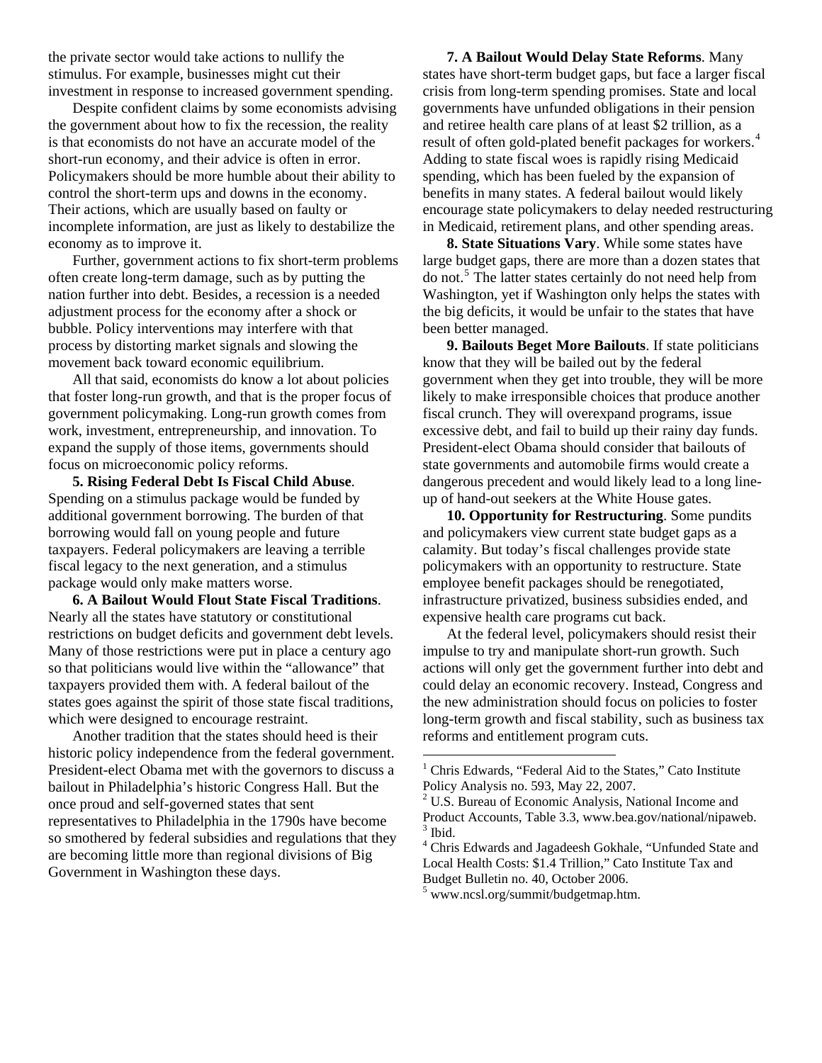the private sector would take actions to nullify the stimulus. For example, businesses might cut their investment in response to increased government spending.

Despite confident claims by some economists advising the government about how to fix the recession, the reality is that economists do not have an accurate model of the short-run economy, and their advice is often in error. Policymakers should be more humble about their ability to control the short-term ups and downs in the economy. Their actions, which are usually based on faulty or incomplete information, are just as likely to destabilize the economy as to improve it.

Further, government actions to fix short-term problems often create long-term damage, such as by putting the nation further into debt. Besides, a recession is a needed adjustment process for the economy after a shock or bubble. Policy interventions may interfere with that process by distorting market signals and slowing the movement back toward economic equilibrium.

All that said, economists do know a lot about policies that foster long-run growth, and that is the proper focus of government policymaking. Long-run growth comes from work, investment, entrepreneurship, and innovation. To expand the supply of those items, governments should focus on microeconomic policy reforms.

**5. Rising Federal Debt Is Fiscal Child Abuse**. Spending on a stimulus package would be funded by additional government borrowing. The burden of that borrowing would fall on young people and future taxpayers. Federal policymakers are leaving a terrible fiscal legacy to the next generation, and a stimulus package would only make matters worse.

**6. A Bailout Would Flout State Fiscal Traditions**. Nearly all the states have statutory or constitutional restrictions on budget deficits and government debt levels. Many of those restrictions were put in place a century ago so that politicians would live within the "allowance" that taxpayers provided them with. A federal bailout of the states goes against the spirit of those state fiscal traditions, which were designed to encourage restraint.

Another tradition that the states should heed is their historic policy independence from the federal government. President-elect Obama met with the governors to discuss a bailout in Philadelphia's historic Congress Hall. But the once proud and self-governed states that sent representatives to Philadelphia in the 1790s have become so smothered by federal subsidies and regulations that they are becoming little more than regional divisions of Big Government in Washington these days.

**7. A Bailout Would Delay State Reforms**. Many states have short-term budget gaps, but face a larger fiscal crisis from long-term spending promises. State and local governments have unfunded obligations in their pension and retiree health care plans of at least $2 trillion, as a result of often gold-plated benefit packages for workers.[4] Adding to state fiscal woes is rapidly rising Medicaid spending, which has been fueled by the expansion of benefits in many states. A federal bailout would likely encourage state policymakers to delay needed restructuring in Medicaid, retirement plans, and other spending areas.

**8. State Situations Vary**. While some states have large budget gaps, there are more than a dozen states that do not.[5] The latter states certainly do not need help from Washington, yet if Washington only helps the states with the big deficits, it would be unfair to the states that have been better managed.

**9. Bailouts Beget More Bailouts**. If state politicians know that they will be bailed out by the federal government when they get into trouble, they will be more likely to make irresponsible choices that produce another fiscal crunch. They will overexpand programs, issue excessive debt, and fail to build up their rainy day funds. President-elect Obama should consider that bailouts of state governments and automobile firms would create a dangerous precedent and would likely lead to a long line-up of hand-out seekers at the White House gates.

**10. Opportunity for Restructuring**. Some pundits and policymakers view current state budget gaps as a calamity. But today's fiscal challenges provide state policymakers with an opportunity to restructure. State employee benefit packages should be renegotiated, infrastructure privatized, business subsidies ended, and expensive health care programs cut back.

At the federal level, policymakers should resist their impulse to try and manipulate short-run growth. Such actions will only get the government further into debt and could delay an economic recovery. Instead, Congress and the new administration should focus on policies to foster long-term growth and fiscal stability, such as business tax reforms and entitlement program cuts.

---

[1] Chris Edwards, "Federal Aid to the States," Cato Institute Policy Analysis no. 593, May 22, 2007.

[2] U.S. Bureau of Economic Analysis, National Income and Product Accounts, Table 3.3, www.bea.gov/national/nipaweb.

[3] Ibid.

[4] Chris Edwards and Jagadeesh Gokhale, "Unfunded State and Local Health Costs: $1.4 Trillion," Cato Institute Tax and Budget Bulletin no. 40, October 2006.

[5] www.ncsl.org/summit/budgetmap.htm.